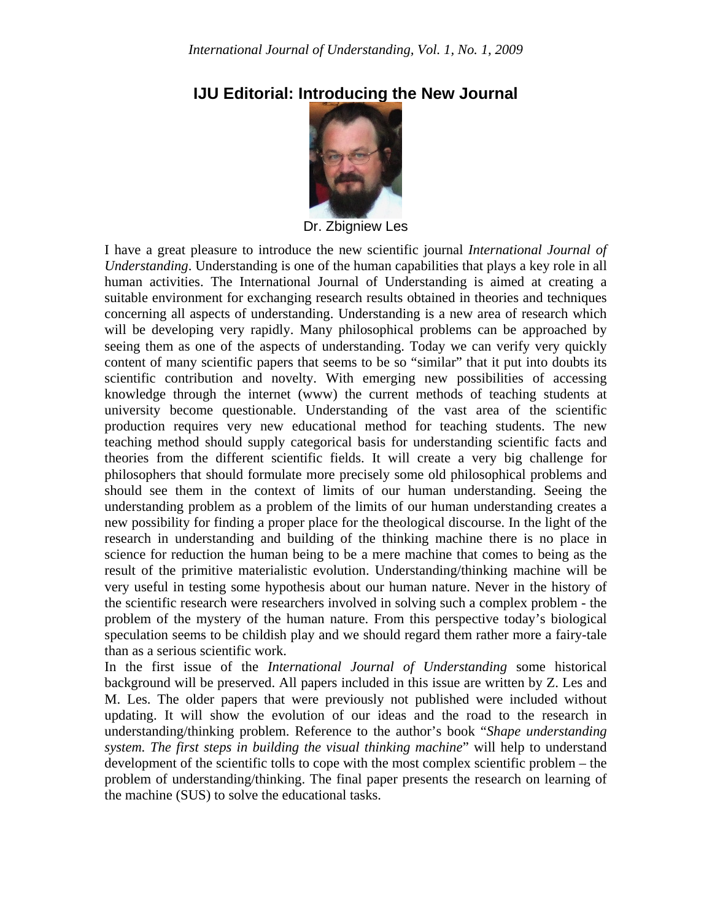# IJU Editorial: Introducing the New Journal

Dr. Zbigniew Les

I have a great pleasure to introduce the new scientific journal *International Journal of Understanding*. Understanding is one of the human capabilities that plays a key role in all human activities. The International Journal of Understanding is aimed at creating a suitable environment for exchanging research results obtained in theories and techniques concerning all aspects of understanding. Understanding is a new area of research which will be developing very rapidly. Many philosophical problems can be approached by seeing them as one of the aspects of understanding. Today we can verify very quickly content of many scientific papers that seems to be so "similar" that it put into doubts its scientific contribution and novelty. With emerging new possibilities of accessing knowledge through the internet (www) the current methods of teaching students at university become questionable. Understanding of the vast area of the scientific production requires very new educational method for teaching students. The new teaching method should supply categorical basis for understanding scientific facts and theories from the different scientific fields. It will create a very big challenge for philosophers that should formulate more precisely some old philosophical problems and should see them in the context of limits of our human understanding. Seeing the understanding problem as a problem of the limits of our human understanding creates a new possibility for finding a proper place for the theological discourse. In the light of the research in understanding and building of the thinking machine there is no place in science for reduction the human being to be a mere machine that comes to being as the result of the primitive materialistic evolution. Understanding/thinking machine will be very useful in testing some hypothesis about our human nature. Never in the history of the scientific research were researchers involved in solving such a complex problem - the problem of the mystery of the human nature. From this perspective today's biological speculation seems to be childish play and we should regard them rather more a fairy-tale than as a serious scientific work.

In the first issue of the *International Journal of Understanding* some historical background will be preserved. All papers included in this issue are written by Z. Les and M. Les. The older papers that were previously not published were included without updating. It will show the evolution of our ideas and the road to the research in understanding/thinking problem. Reference to the author's book "*Shape understanding system. The first steps in building the visual thinking machine*" will help to understand development of the scientific tolls to cope with the most complex scientific problem – the problem of understanding/thinking. The final paper presents the research on learning of the machine (SUS) to solve the educational tasks.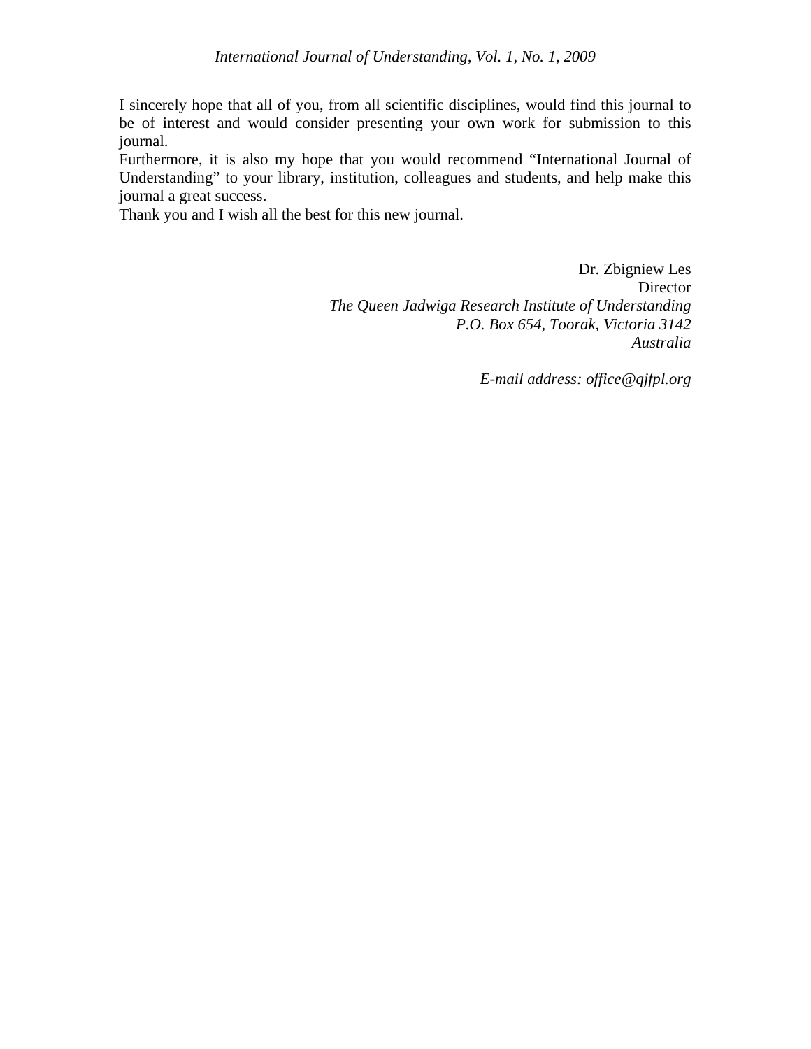I sincerely hope that all of you, from all scientific disciplines, would find this journal to be of interest and would consider presenting your own work for submission to this journal.

Furthermore, it is also my hope that you would recommend “International Journal of Understanding” to your library, institution, colleagues and students, and help make this journal a great success.

Thank you and I wish all the best for this new journal.

Dr. Zbigniew Les
Director
*The Queen Jadwiga Research Institute of Understanding*
*P.O. Box 654, Toorak, Victoria 3142*
*Australia*

*E-mail address: office@qjfpl.org*